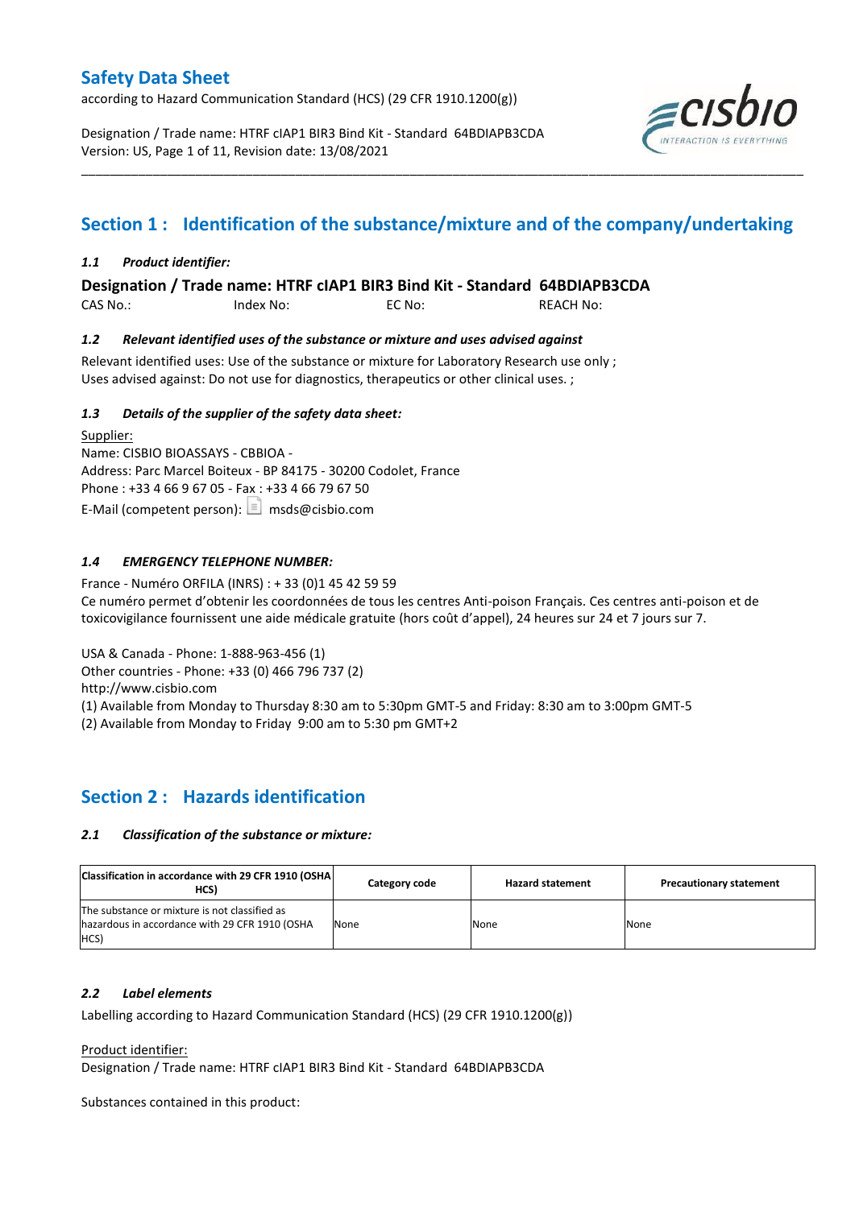# Safety Data Sheet

according to Hazard Communication Standard (HCS) (29 CFR 1910.1200(g))

Designation / Trade name: HTRF cIAP1 BIR3 Bind Kit - Standard 64BDIAPB3CDA
Version: US, Revision date: 13/08/2021

## Section 1 : Identification of the substance/mixture and of the company/undertaking

### *1.1 Product identifier:*

**Designation / Trade name: HTRF cIAP1 BIR3 Bind Kit - Standard 64BDIAPB3CDA**

CAS No.: Index No: EC No: REACH No:

### *1.2 Relevant identified uses of the substance or mixture and uses advised against*

Relevant identified uses: Use of the substance or mixture for Laboratory Research use only ;
Uses advised against: Do not use for diagnostics, therapeutics or other clinical uses. ;

### *1.3 Details of the supplier of the safety data sheet:*

Supplier:
Name: CISBIO BIOASSAYS - CBBIOA -
Address: Parc Marcel Boiteux - BP 84175 - 30200 Codolet, France
Phone : +33 4 66 9 67 05 - Fax : +33 4 66 79 67 50
E-Mail (competent person): msds@cisbio.com

### *1.4 EMERGENCY TELEPHONE NUMBER:*

France - Numéro ORFILA (INRS) : + 33 (0)1 45 42 59 59
Ce numéro permet d'obtenir les coordonnées de tous les centres Anti-poison Français. Ces centres anti-poison et de toxicovigilance fournissent une aide médicale gratuite (hors coût d'appel), 24 heures sur 24 et 7 jours sur 7.

USA & Canada - Phone: 1-888-963-456 (1)
Other countries - Phone: +33 (0) 466 796 737 (2)
http://www.cisbio.com
(1) Available from Monday to Thursday 8:30 am to 5:30pm GMT-5 and Friday: 8:30 am to 3:00pm GMT-5
(2) Available from Monday to Friday 9:00 am to 5:30 pm GMT+2

## Section 2 : Hazards identification

### *2.1 Classification of the substance or mixture:*

| Classification in accordance with 29 CFR 1910 (OSHA HCS) | Category code | Hazard statement | Precautionary statement |
|---|---|---|---|
| The substance or mixture is not classified as hazardous in accordance with 29 CFR 1910 (OSHA HCS) | None | None | None |

### *2.2 Label elements*

Labelling according to Hazard Communication Standard (HCS) (29 CFR 1910.1200(g))

Product identifier:
Designation / Trade name: HTRF cIAP1 BIR3 Bind Kit - Standard 64BDIAPB3CDA

Substances contained in this product: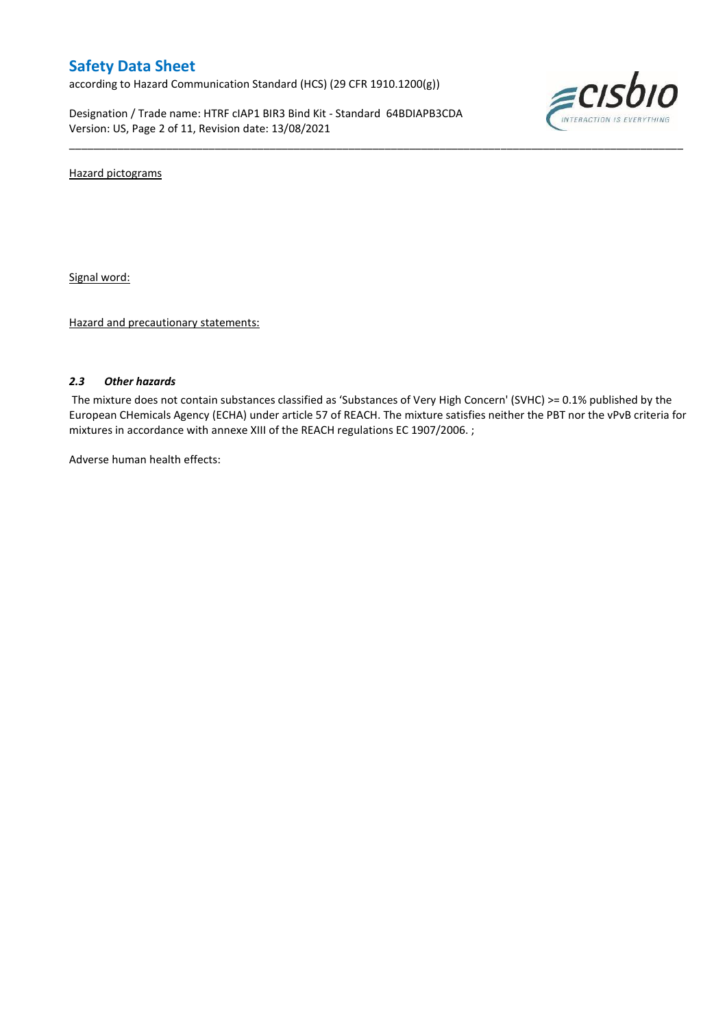Hazard pictograms

Signal word:

Hazard and precautionary statements:

### *2.3 Other hazards*

The mixture does not contain substances classified as 'Substances of Very High Concern' (SVHC) >= 0.1% published by the European CHemicals Agency (ECHA) under article 57 of REACH. The mixture satisfies neither the PBT nor the vPvB criteria for mixtures in accordance with annexe XIII of the REACH regulations EC 1907/2006. ;

Adverse human health effects: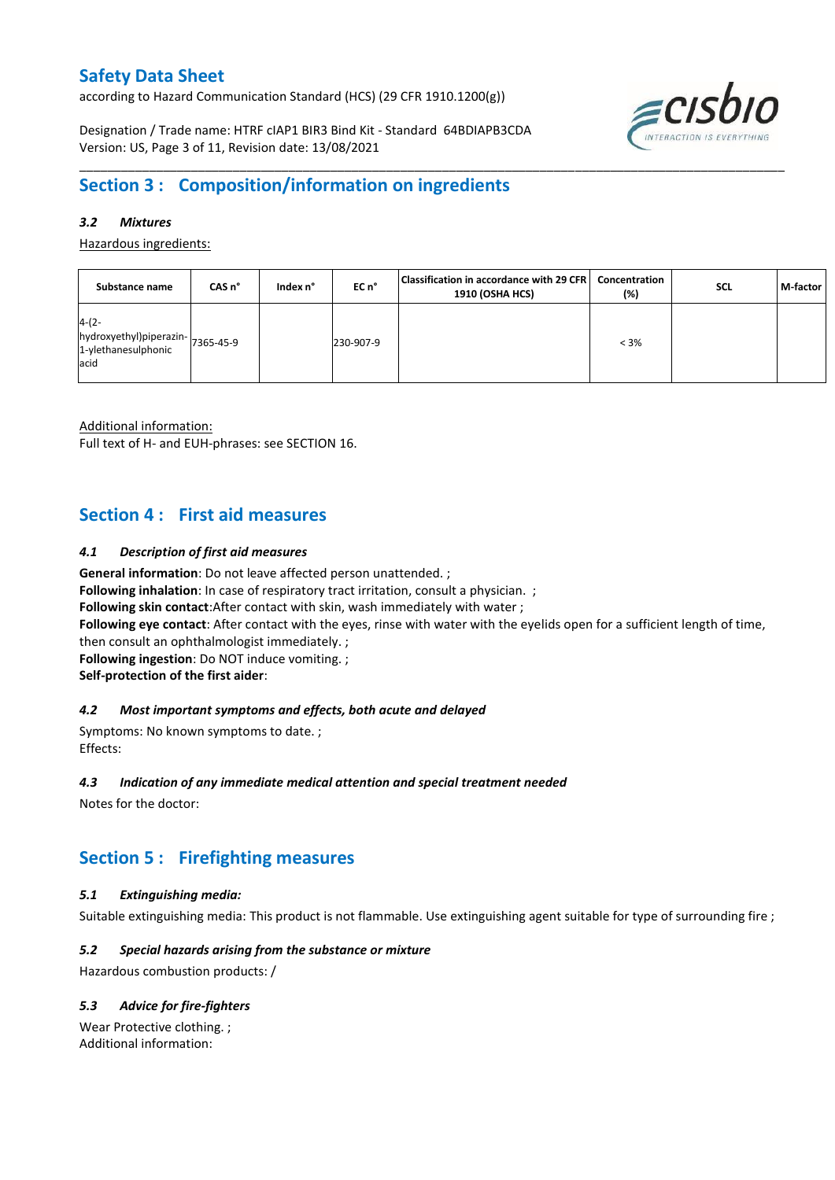## Section 3 : Composition/information on ingredients

### *3.2 Mixtures*

Hazardous ingredients:

| Substance name | CAS n° | Index n° | EC n° | Classification in accordance with 29 CFR 1910 (OSHA HCS) | Concentration (%) | SCL | M-factor |
|---|---|---|---|---|---|---|---|
| 4-(2-hydroxyethyl)piperazin-1-ylethanesulphonic acid | 7365-45-9 | | 230-907-9 | | < 3% | | |

Additional information:
Full text of H- and EUH-phrases: see SECTION 16.

## Section 4 : First aid measures

### *4.1 Description of first aid measures*

**General information**: Do not leave affected person unattended. ;
**Following inhalation**: In case of respiratory tract irritation, consult a physician. ;
**Following skin contact**:After contact with skin, wash immediately with water ;
**Following eye contact**: After contact with the eyes, rinse with water with the eyelids open for a sufficient length of time, then consult an ophthalmologist immediately. ;
**Following ingestion**: Do NOT induce vomiting. ;
**Self-protection of the first aider**:

### *4.2 Most important symptoms and effects, both acute and delayed*

Symptoms: No known symptoms to date. ;
Effects:

### *4.3 Indication of any immediate medical attention and special treatment needed*

Notes for the doctor:

## Section 5 : Firefighting measures

### *5.1 Extinguishing media:*

Suitable extinguishing media: This product is not flammable. Use extinguishing agent suitable for type of surrounding fire ;

### *5.2 Special hazards arising from the substance or mixture*

Hazardous combustion products: /

### *5.3 Advice for fire-fighters*

Wear Protective clothing. ;
Additional information: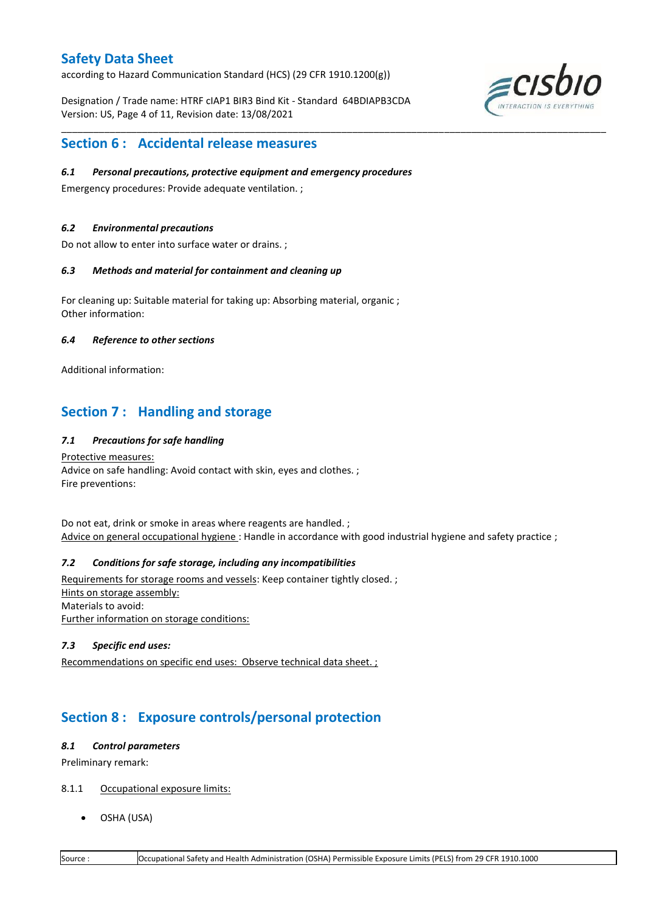## Section 6 : Accidental release measures

### *6.1 Personal precautions, protective equipment and emergency procedures*

Emergency procedures: Provide adequate ventilation. ;

### *6.2 Environmental precautions*

Do not allow to enter into surface water or drains. ;

### *6.3 Methods and material for containment and cleaning up*

For cleaning up: Suitable material for taking up: Absorbing material, organic ;
Other information:

### *6.4 Reference to other sections*

Additional information:

## Section 7 : Handling and storage

### *7.1 Precautions for safe handling*

Protective measures:
Advice on safe handling: Avoid contact with skin, eyes and clothes. ;
Fire preventions:

Do not eat, drink or smoke in areas where reagents are handled. ;
Advice on general occupational hygiene : Handle in accordance with good industrial hygiene and safety practice ;

### *7.2 Conditions for safe storage, including any incompatibilities*

Requirements for storage rooms and vessels: Keep container tightly closed. ;
Hints on storage assembly:
Materials to avoid:
Further information on storage conditions:

### *7.3 Specific end uses:*

Recommendations on specific end uses: Observe technical data sheet. ;

## Section 8 : Exposure controls/personal protection

### *8.1 Control parameters*

Preliminary remark:

8.1.1 Occupational exposure limits:

- OSHA (USA)

| Source : | Occupational Safety and Health Administration (OSHA) Permissible Exposure Limits (PELS) from 29 CFR 1910.1000 |
| --- | --- |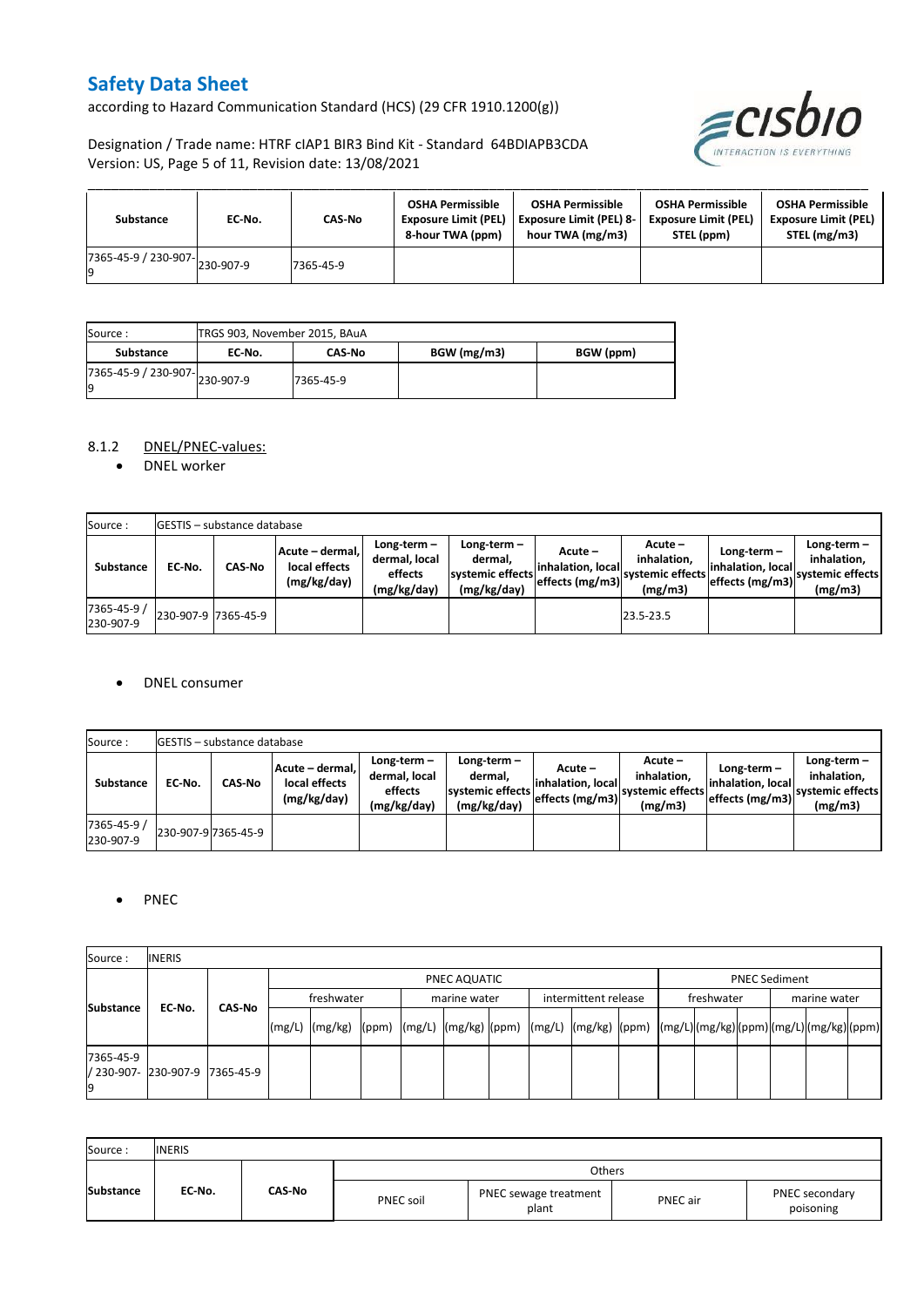| Substance | EC-No. | CAS-No | OSHA Permissible Exposure Limit (PEL) 8-hour TWA (ppm) | OSHA Permissible Exposure Limit (PEL) 8-hour TWA (mg/m3) | OSHA Permissible Exposure Limit (PEL) STEL (ppm) | OSHA Permissible Exposure Limit (PEL) STEL (mg/m3) |
|---|---|---|---|---|---|---|
| 7365-45-9 / 230-907-9 | 230-907-9 | 7365-45-9 | | | | |

| Source : | TRGS 903, November 2015, BAuA | | | |
|---|---|---|---|---|
| **Substance** | **EC-No.** | **CAS-No** | **BGW (mg/m3)** | **BGW (ppm)** |
| 7365-45-9 / 230-907-9 | 230-907-9 | 7365-45-9 | | |

### 8.1.2 DNEL/PNEC-values:

- DNEL worker

| Source : | GESTIS – substance database | | | | | | | | | |
|---|---|---|---|---|---|---|---|---|---|---|
| **Substance** | **EC-No.** | **CAS-No** | **Acute – dermal, local effects (mg/kg/day)** | **Long-term – dermal, local effects (mg/kg/day)** | **Long-term – dermal, systemic effects (mg/kg/day)** | **Acute – inhalation, local effects (mg/m3)** | **Acute – inhalation, systemic effects (mg/m3)** | **Long-term – inhalation, local effects (mg/m3)** | **Long-term – inhalation, systemic effects (mg/m3)** |
| 7365-45-9 / 230-907-9 | 230-907-9 | 7365-45-9 | | | | | 23.5-23.5 | | |

- DNEL consumer

| Source : | GESTIS – substance database | | | | | | | | | |
|---|---|---|---|---|---|---|---|---|---|---|
| **Substance** | **EC-No.** | **CAS-No** | **Acute – dermal, local effects (mg/kg/day)** | **Long-term – dermal, local effects (mg/kg/day)** | **Long-term – dermal, systemic effects (mg/kg/day)** | **Acute – inhalation, local effects (mg/m3)** | **Acute – inhalation, systemic effects (mg/m3)** | **Long-term – inhalation, local effects (mg/m3)** | **Long-term – inhalation, systemic effects (mg/m3)** |
| 7365-45-9 / 230-907-9 | 230-907-9 | 7365-45-9 | | | | | | | |

- PNEC

| Source : | INERIS | | | | | | | | | | | | | | | | | | | |
|---|---|---|---|---|---|---|---|---|---|---|---|---|---|---|---|---|---|---|---|---|
| **Substance** | **EC-No.** | **CAS-No** | PNEC AQUATIC | | | | | | | | | PNEC Sediment | | | | | |
| | | | freshwater | | | marine water | | | intermittent release | | | freshwater | | | marine water | | |
| | | | (mg/L) | (mg/kg) | (ppm) | (mg/L) | (mg/kg) | (ppm) | (mg/L) | (mg/kg) | (ppm) | (mg/L) | (mg/kg) | (ppm) | (mg/L) | (mg/kg) | (ppm) |
| 7365-45-9 / 230-907-9 | 230-907-9 | 7365-45-9 | | | | | | | | | | | | | | | |

| Source : | INERIS | | | | | |
|---|---|---|---|---|---|---|
| **Substance** | **EC-No.** | **CAS-No** | Others | | | |
| | | | PNEC soil | PNEC sewage treatment plant | PNEC air | PNEC secondary poisoning |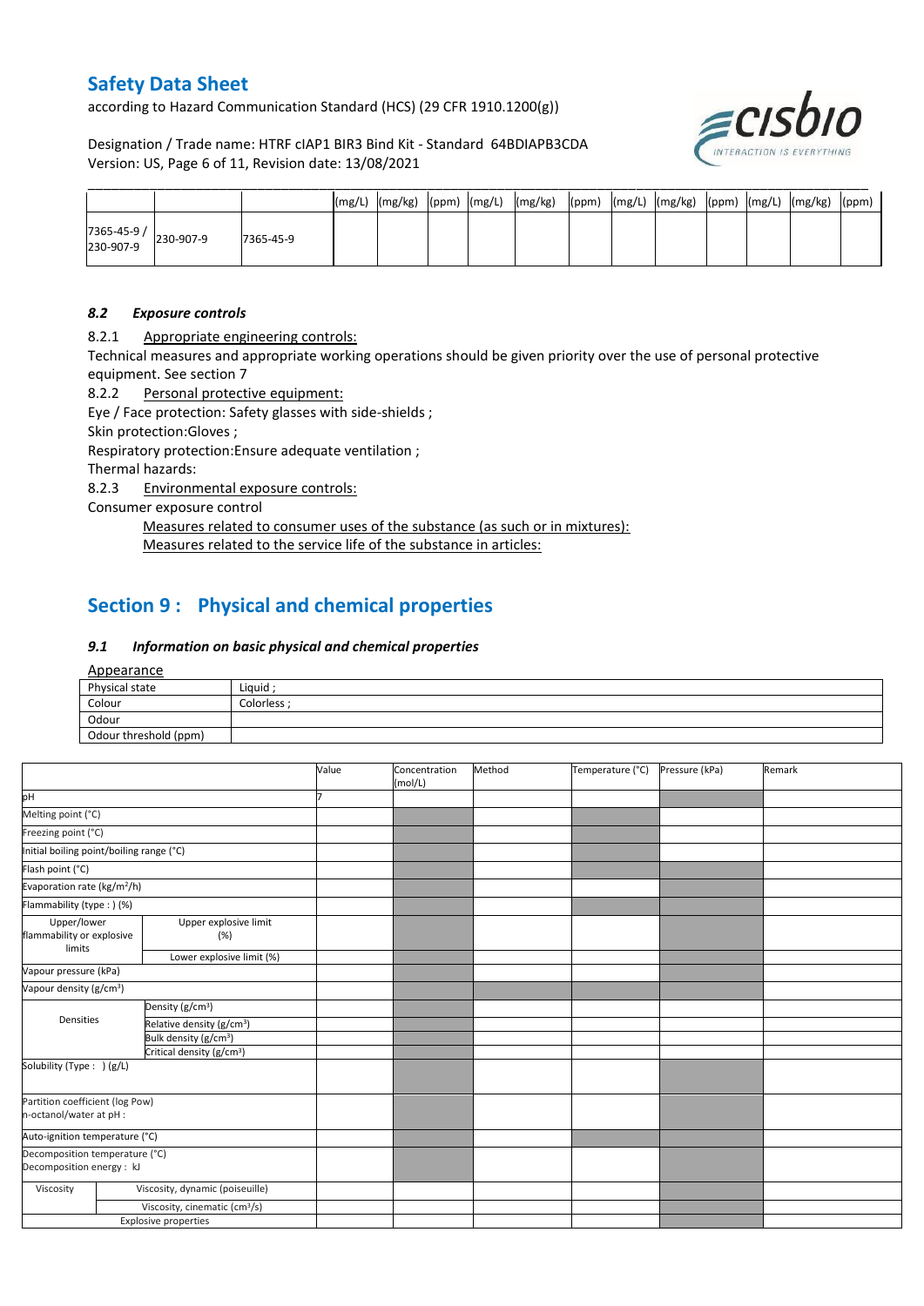| | | | (mg/L) | (mg/kg) | (ppm) | (mg/L) | (mg/kg) | (ppm) | (mg/L) | (mg/kg) | (ppm) | (mg/L) | (mg/kg) | (ppm) |
|---|---|---|---|---|---|---|---|---|---|---|---|---|---|---|
| 7365-45-9 / 230-907-9 | 230-907-9 | 7365-45-9 | | | | | | | | | | | | |

### *8.2 Exposure controls*

8.2.1 Appropriate engineering controls:

Technical measures and appropriate working operations should be given priority over the use of personal protective equipment. See section 7

8.2.2 Personal protective equipment:

Eye / Face protection: Safety glasses with side-shields ;

Skin protection:Gloves ;

Respiratory protection:Ensure adequate ventilation ;

Thermal hazards:

8.2.3 Environmental exposure controls:

Consumer exposure control

Measures related to consumer uses of the substance (as such or in mixtures):

Measures related to the service life of the substance in articles:

## Section 9 : Physical and chemical properties

### *9.1 Information on basic physical and chemical properties*

Appearance

| | |
|---|---|
| Physical state | Liquid ; |
| Colour | Colorless ; |
| Odour | |
| Odour threshold (ppm) | |

| | | Value | Concentration (mol/L) | Method | Temperature (°C) | Pressure (kPa) | Remark |
|---|---|---|---|---|---|---|---|
| pH | | 7 | | | | | |
| Melting point (°C) | | | | | | | |
| Freezing point (°C) | | | | | | | |
| Initial boiling point/boiling range (°C) | | | | | | | |
| Flash point (°C) | | | | | | | |
| Evaporation rate (kg/m²/h) | | | | | | | |
| Flammability (type : ) (%) | | | | | | | |
| Upper/lower flammability or explosive limits | Upper explosive limit (%) | | | | | | |
| | Lower explosive limit (%) | | | | | | |
| Vapour pressure (kPa) | | | | | | | |
| Vapour density (g/cm³) | | | | | | | |
| Densities | Density (g/cm³) | | | | | | |
| | Relative density (g/cm³) | | | | | | |
| | Bulk density (g/cm³) | | | | | | |
| | Critical density (g/cm³) | | | | | | |
| Solubility (Type : ) (g/L) | | | | | | | |
| Partition coefficient (log Pow) n-octanol/water at pH : | | | | | | | |
| Auto-ignition temperature (°C) | | | | | | | |
| Decomposition temperature (°C) Decomposition energy : kJ | | | | | | | |
| Viscosity | Viscosity, dynamic (poiseuille) | | | | | | |
| | Viscosity, cinematic (cm³/s) | | | | | | |
| Explosive properties | | | | | | | |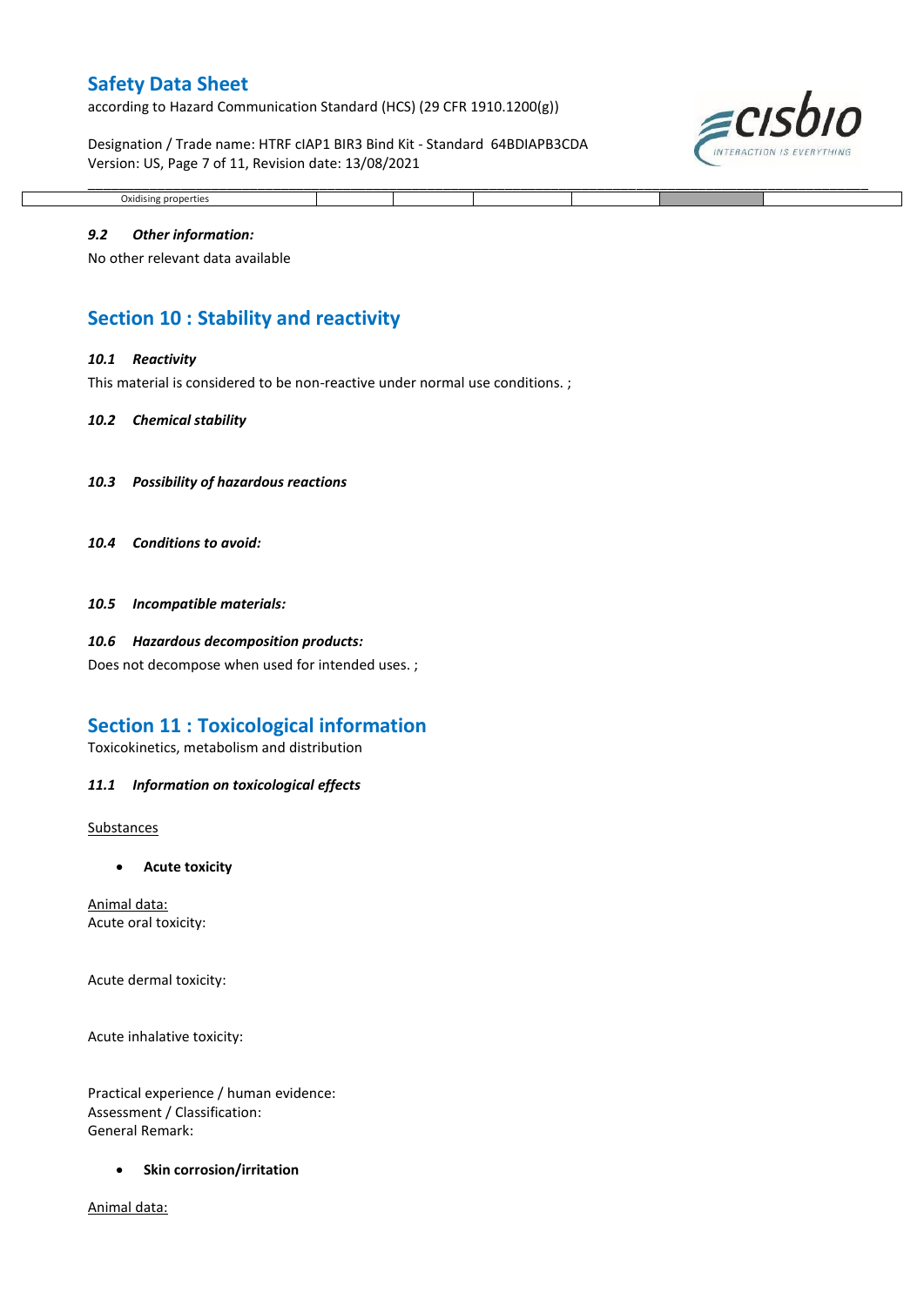| Oxidising properties | | | | | | |
|---|---|---|---|---|---|---|

### *9.2 Other information:*

No other relevant data available

## Section 10 : Stability and reactivity

### *10.1 Reactivity*

This material is considered to be non-reactive under normal use conditions. ;

### *10.2 Chemical stability*

### *10.3 Possibility of hazardous reactions*

### *10.4 Conditions to avoid:*

### *10.5 Incompatible materials:*

### *10.6 Hazardous decomposition products:*

Does not decompose when used for intended uses. ;

## Section 11 : Toxicological information

Toxicokinetics, metabolism and distribution

### *11.1 Information on toxicological effects*

Substances

- **Acute toxicity**

Animal data:
Acute oral toxicity:

Acute dermal toxicity:

Acute inhalative toxicity:

Practical experience / human evidence:
Assessment / Classification:
General Remark:

- **Skin corrosion/irritation**

Animal data: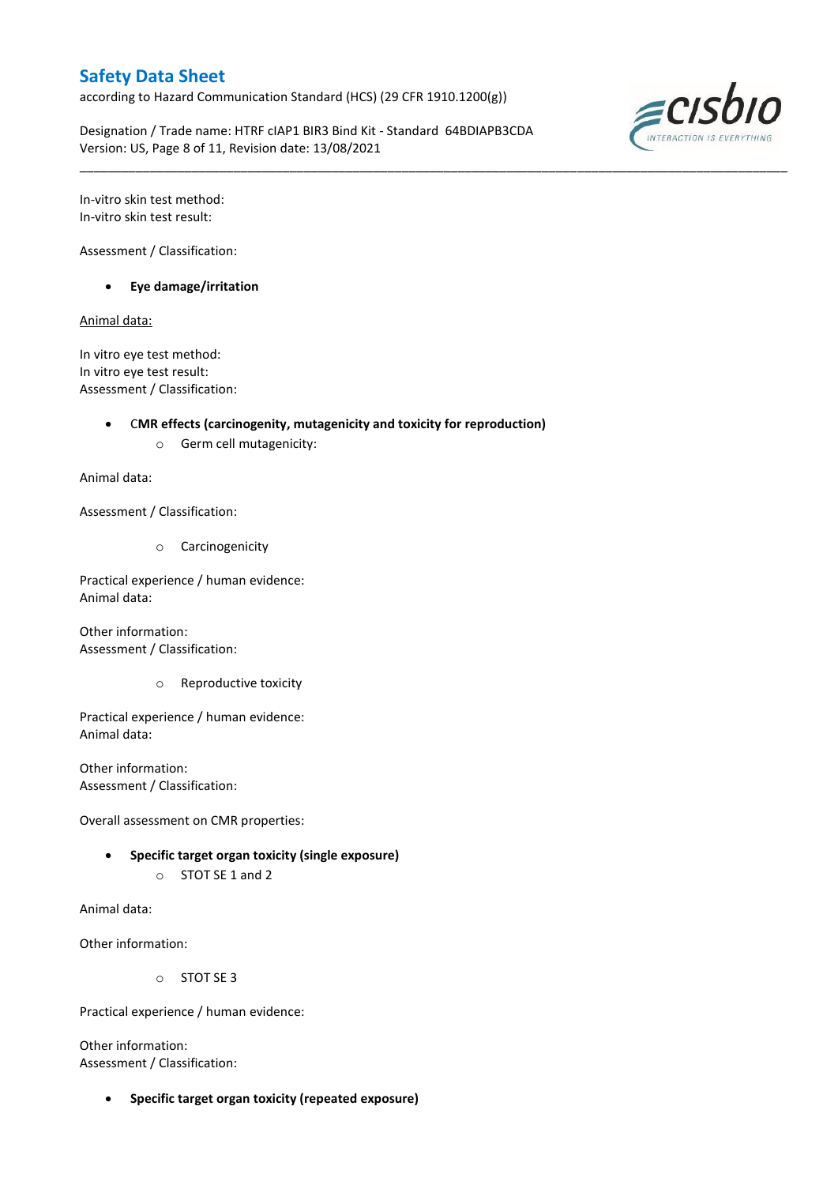In-vitro skin test method:
In-vitro skin test result:

Assessment / Classification:

- **Eye damage/irritation**

Animal data:

In vitro eye test method:
In vitro eye test result:
Assessment / Classification:

- C**MR effects (carcinogenity, mutagenicity and toxicity for reproduction)**
    - Germ cell mutagenicity:

Animal data:

Assessment / Classification:

- Carcinogenicity

Practical experience / human evidence:
Animal data:

Other information:
Assessment / Classification:

- Reproductive toxicity

Practical experience / human evidence:
Animal data:

Other information:
Assessment / Classification:

Overall assessment on CMR properties:

- **Specific target organ toxicity (single exposure)**
    - STOT SE 1 and 2

Animal data:

Other information:

- STOT SE 3

Practical experience / human evidence:

Other information:
Assessment / Classification:

- **Specific target organ toxicity (repeated exposure)**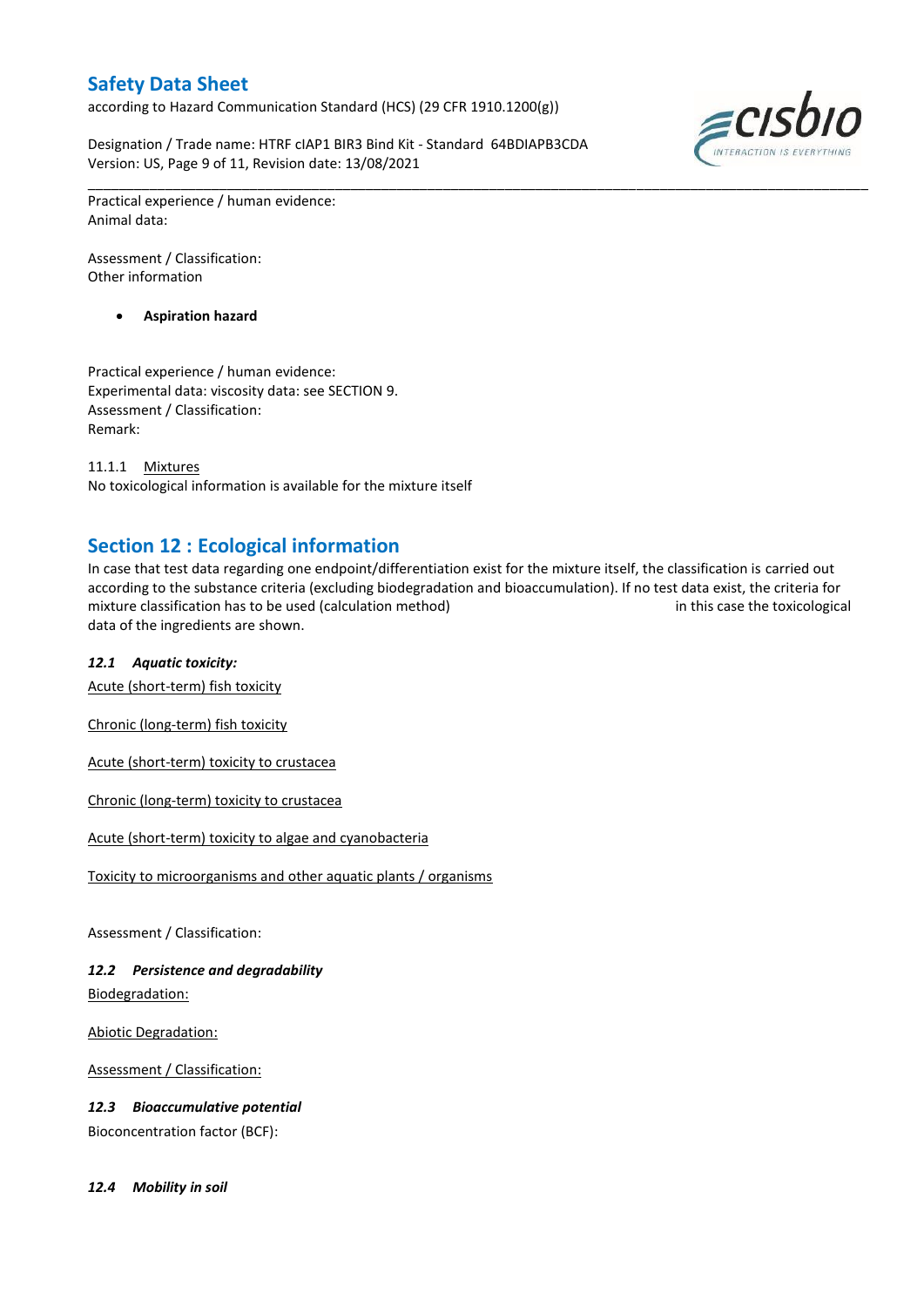Practical experience / human evidence:
Animal data:

Assessment / Classification:
Other information

- **Aspiration hazard**

Practical experience / human evidence:
Experimental data: viscosity data: see SECTION 9.
Assessment / Classification:
Remark:

11.1.1 Mixtures
No toxicological information is available for the mixture itself

## Section 12 : Ecological information

In case that test data regarding one endpoint/differentiation exist for the mixture itself, the classification is carried out according to the substance criteria (excluding biodegradation and bioaccumulation). If no test data exist, the criteria for mixture classification has to be used (calculation method) in this case the toxicological data of the ingredients are shown.

***12.1 Aquatic toxicity:***

Acute (short-term) fish toxicity

Chronic (long-term) fish toxicity

Acute (short-term) toxicity to crustacea

Chronic (long-term) toxicity to crustacea

Acute (short-term) toxicity to algae and cyanobacteria

Toxicity to microorganisms and other aquatic plants / organisms

Assessment / Classification:

***12.2 Persistence and degradability***

Biodegradation:

Abiotic Degradation:

Assessment / Classification:

***12.3 Bioaccumulative potential***

Bioconcentration factor (BCF):

***12.4 Mobility in soil***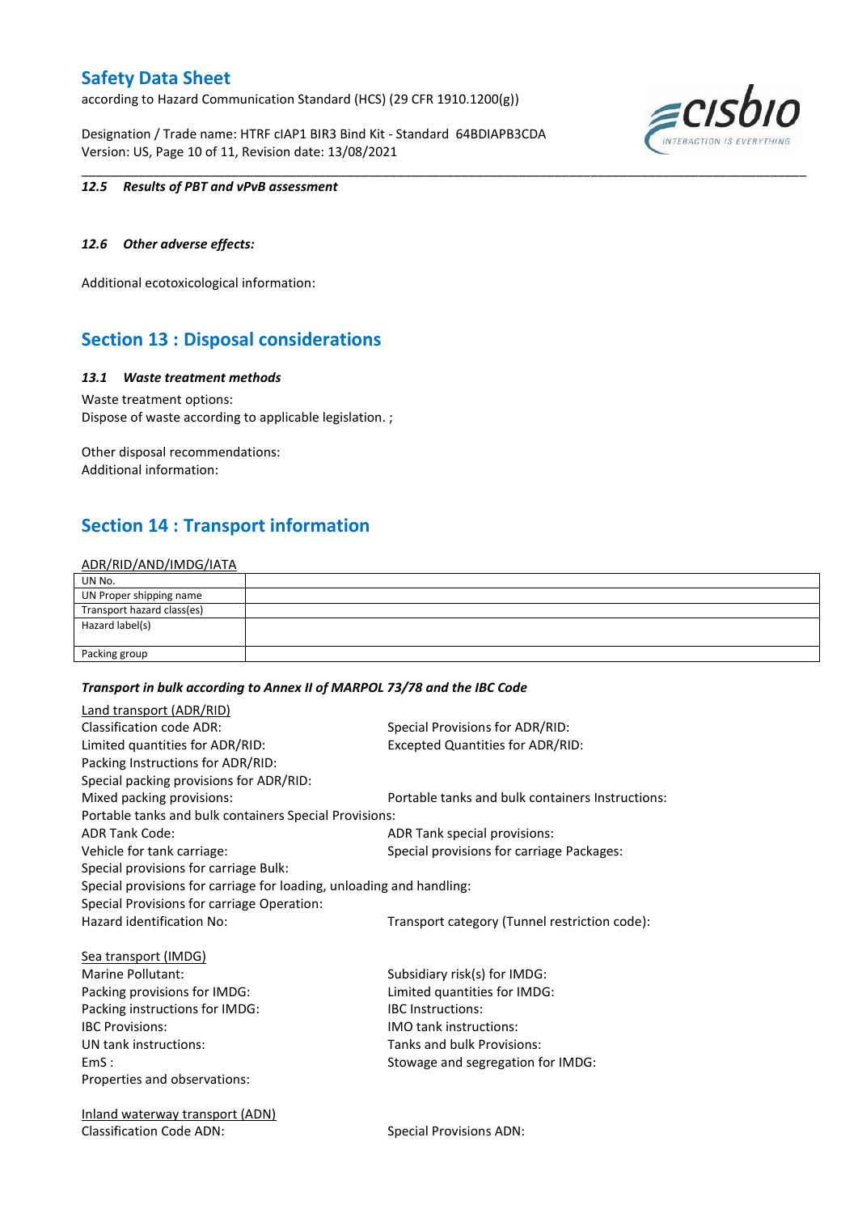*12.5 Results of PBT and vPvB assessment*

*12.6 Other adverse effects:*

Additional ecotoxicological information:

## Section 13 : Disposal considerations

*13.1 Waste treatment methods*

Waste treatment options:
Dispose of waste according to applicable legislation. ;

Other disposal recommendations:
Additional information:

## Section 14 : Transport information

ADR/RID/AND/IMDG/IATA

| | |
|---|---|
| UN No. | |
| UN Proper shipping name | |
| Transport hazard class(es) | |
| Hazard label(s) | |
| Packing group | |

***Transport in bulk according to Annex II of MARPOL 73/78 and the IBC Code***

Land transport (ADR/RID)

Classification code ADR:
Special Provisions for ADR/RID:
Limited quantities for ADR/RID:
Excepted Quantities for ADR/RID:
Packing Instructions for ADR/RID:
Special packing provisions for ADR/RID:
Mixed packing provisions:
Portable tanks and bulk containers Instructions:
Portable tanks and bulk containers Special Provisions:
ADR Tank Code:
ADR Tank special provisions:
Vehicle for tank carriage:
Special provisions for carriage Packages:
Special provisions for carriage Bulk:
Special provisions for carriage for loading, unloading and handling:
Special Provisions for carriage Operation:
Hazard identification No:
Transport category (Tunnel restriction code):

Sea transport (IMDG)

Marine Pollutant:
Subsidiary risk(s) for IMDG:
Packing provisions for IMDG:
Limited quantities for IMDG:
Packing instructions for IMDG:
IBC Instructions:
IBC Provisions:
IMO tank instructions:
UN tank instructions:
Tanks and bulk Provisions:
EmS :
Stowage and segregation for IMDG:
Properties and observations:

Inland waterway transport (ADN)

Classification Code ADN:
Special Provisions ADN: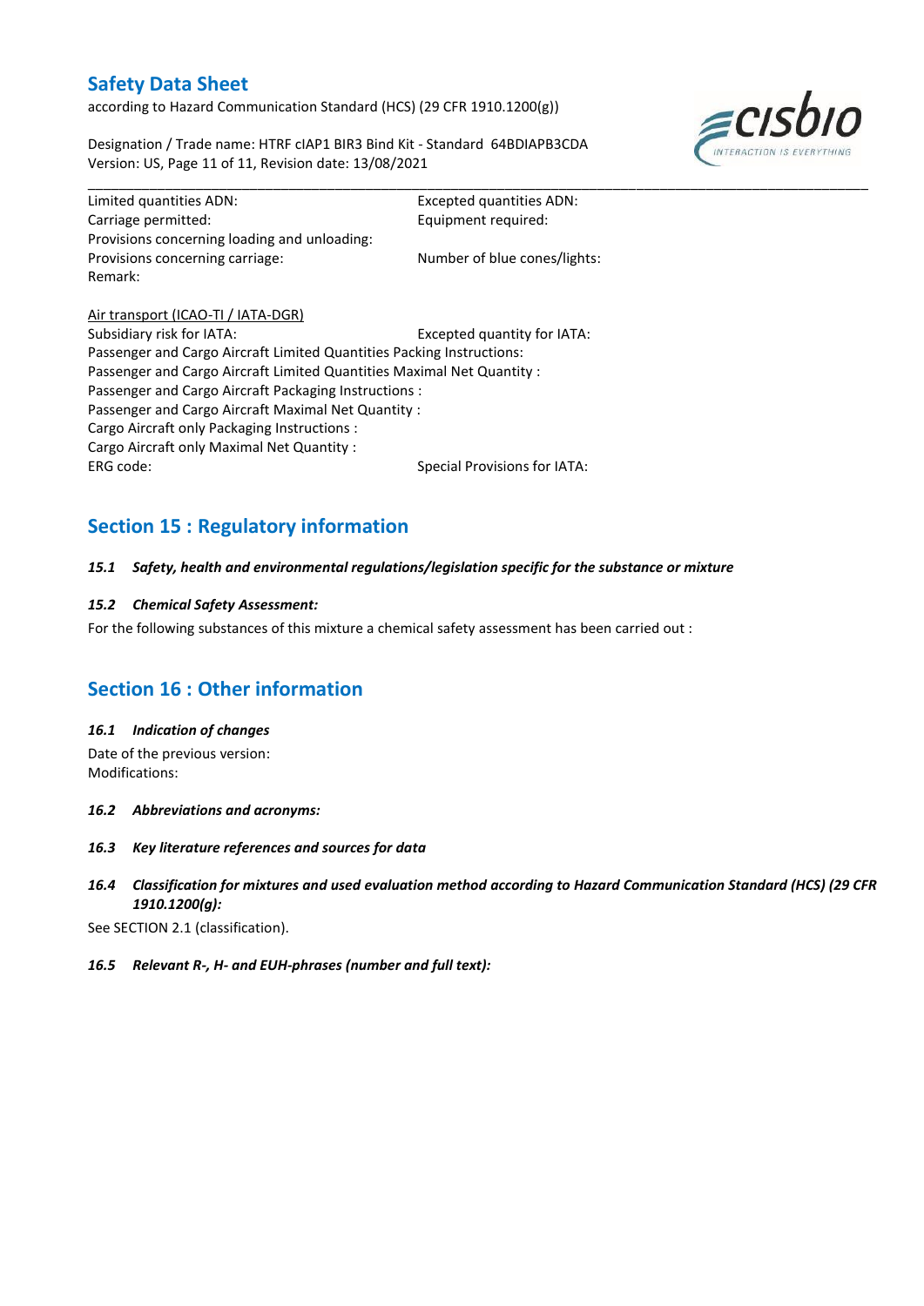Limited quantities ADN: Excepted quantities ADN:
Carriage permitted: Equipment required:
Provisions concerning loading and unloading:
Provisions concerning carriage: Number of blue cones/lights:
Remark:

Air transport (ICAO-TI / IATA-DGR)
Subsidiary risk for IATA: Excepted quantity for IATA:
Passenger and Cargo Aircraft Limited Quantities Packing Instructions:
Passenger and Cargo Aircraft Limited Quantities Maximal Net Quantity :
Passenger and Cargo Aircraft Packaging Instructions :
Passenger and Cargo Aircraft Maximal Net Quantity :
Cargo Aircraft only Packaging Instructions :
Cargo Aircraft only Maximal Net Quantity :
ERG code: Special Provisions for IATA:

## Section 15 : Regulatory information

***15.1 Safety, health and environmental regulations/legislation specific for the substance or mixture***

***15.2 Chemical Safety Assessment:***

For the following substances of this mixture a chemical safety assessment has been carried out :

## Section 16 : Other information

***16.1 Indication of changes***

Date of the previous version:
Modifications:

***16.2 Abbreviations and acronyms:***

***16.3 Key literature references and sources for data***

***16.4 Classification for mixtures and used evaluation method according to Hazard Communication Standard (HCS) (29 CFR 1910.1200(g):***

See SECTION 2.1 (classification).

***16.5 Relevant R-, H- and EUH-phrases (number and full text):***